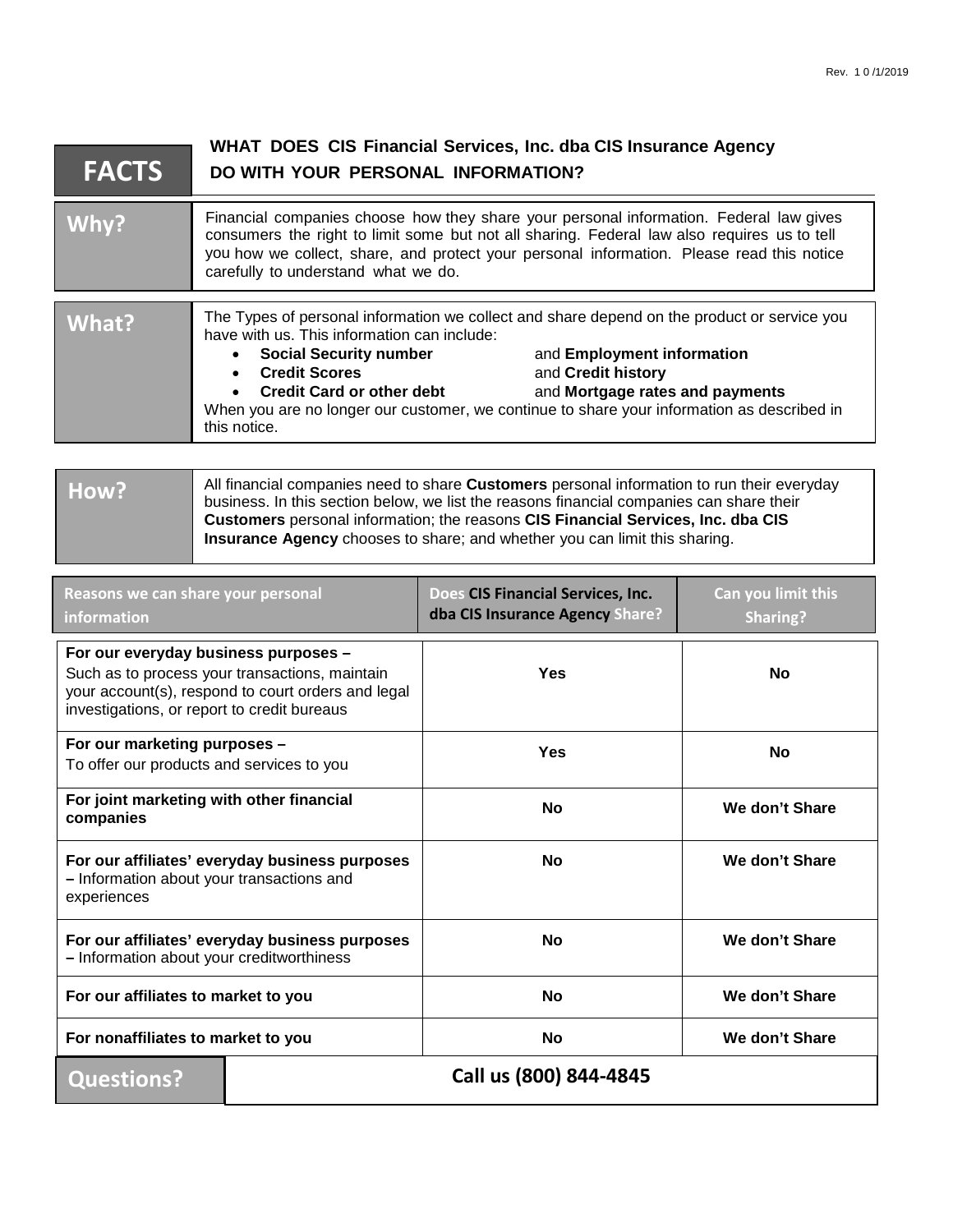Rev. 1 0 /1/2019

| FACTS | WHAT DOES CIS Financial Services, Inc. dba CIS Insurance Agency DO WITH YOUR PERSONAL INFORMATION? |
|---|---|

| | |
|---|---|
| **Why?** | Financial companies choose how they share your personal information. Federal law gives consumers the right to limit some but not all sharing. Federal law also requires us to tell you how we collect, share, and protect your personal information. Please read this notice carefully to understand what we do. |
| **What?** | The Types of personal information we collect and share depend on the product or service you have with us. This information can include:<br>• **Social Security number** and **Employment information**<br>• **Credit Scores** and **Credit history**<br>• **Credit Card or other debt** and **Mortgage rates and payments**<br>When you are no longer our customer, we continue to share your information as described in this notice. |
| **How?** | All financial companies need to share **Customers** personal information to run their everyday business. In this section below, we list the reasons financial companies can share their **Customers** personal information; the reasons **CIS Financial Services, Inc. dba CIS Insurance Agency** chooses to share; and whether you can limit this sharing. |

| Reasons we can share your personal information | Does CIS Financial Services, Inc. dba CIS Insurance Agency Share? | Can you limit this Sharing? |
|---|---|---|
| **For our everyday business purposes –** Such as to process your transactions, maintain your account(s), respond to court orders and legal investigations, or report to credit bureaus | **Yes** | **No** |
| **For our marketing purposes –** To offer our products and services to you | **Yes** | **No** |
| **For joint marketing with other financial companies** | **No** | **We don't Share** |
| **For our affiliates' everyday business purposes –** Information about your transactions and experiences | **No** | **We don't Share** |
| **For our affiliates' everyday business purposes –** Information about your creditworthiness | **No** | **We don't Share** |
| **For our affiliates to market to you** | **No** | **We don't Share** |
| **For nonaffiliates to market to you** | **No** | **We don't Share** |

| | |
|---|---|
| **Questions?** | **Call us (800) 844-4845** |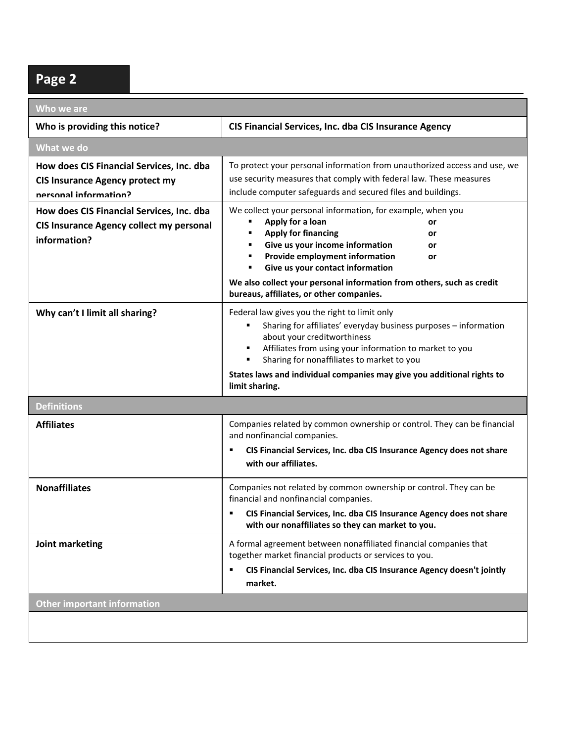## Page 2

| Who we are | |
| --- | --- |
| **Who is providing this notice?** | **CIS Financial Services, Inc. dba CIS Insurance Agency** |
| **What we do** | |
| **How does CIS Financial Services, Inc. dba CIS Insurance Agency protect my personal information?** | To protect your personal information from unauthorized access and use, we use security measures that comply with federal law. These measures include computer safeguards and secured files and buildings. |
| **How does CIS Financial Services, Inc. dba CIS Insurance Agency collect my personal information?** | We collect your personal information, for example, when you<br>▪ **Apply for a loan** **or**<br>▪ **Apply for financing** **or**<br>▪ **Give us your income information** **or**<br>▪ **Provide employment information** **or**<br>▪ **Give us your contact information**<br>**We also collect your personal information from others, such as credit bureaus, affiliates, or other companies.** |
| **Why can't I limit all sharing?** | Federal law gives you the right to limit only<br>▪ Sharing for affiliates' everyday business purposes – information about your creditworthiness<br>▪ Affiliates from using your information to market to you<br>▪ Sharing for nonaffiliates to market to you<br>**States laws and individual companies may give you additional rights to limit sharing.** |
| **Definitions** | |
| **Affiliates** | Companies related by common ownership or control. They can be financial and nonfinancial companies.<br>▪ **CIS Financial Services, Inc. dba CIS Insurance Agency does not share with our affiliates.** |
| **Nonaffiliates** | Companies not related by common ownership or control. They can be financial and nonfinancial companies.<br>▪ **CIS Financial Services, Inc. dba CIS Insurance Agency does not share with our nonaffiliates so they can market to you.** |
| **Joint marketing** | A formal agreement between nonaffiliated financial companies that together market financial products or services to you.<br>▪ **CIS Financial Services, Inc. dba CIS Insurance Agency doesn't jointly market.** |
| **Other important information** | |
| | |